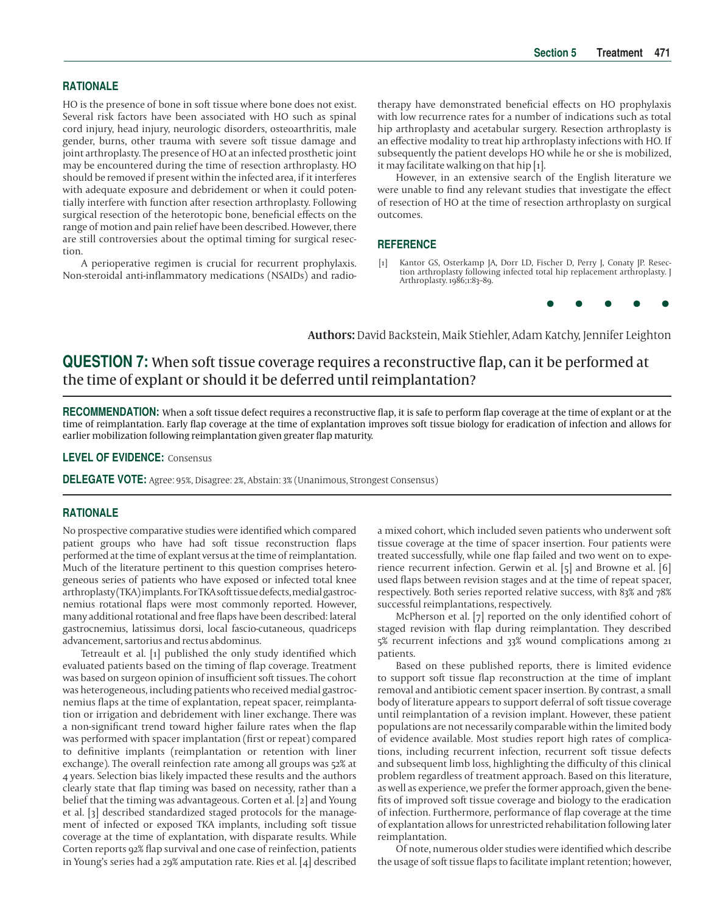## RATIONALE

HO is the presence of bone in soft tissue where bone does not exist. Several risk factors have been associated with HO such as spinal cord injury, head injury, neurologic disorders, osteoarthritis, male gender, burns, other trauma with severe soft tissue damage and joint arthroplasty. The presence of HO at an infected prosthetic joint may be encountered during the time of resection arthroplasty. HO should be removed if present within the infected area, if it interferes with adequate exposure and debridement or when it could potentially interfere with function after resection arthroplasty. Following surgical resection of the heterotopic bone, beneficial effects on the range of motion and pain relief have been described. However, there are still controversies about the optimal timing for surgical resection.

A perioperative regimen is crucial for recurrent prophylaxis. Non-steroidal anti-inflammatory medications (NSAIDs) and radiotherapy have demonstrated beneficial effects on HO prophylaxis with low recurrence rates for a number of indications such as total hip arthroplasty and acetabular surgery. Resection arthroplasty is an effective modality to treat hip arthroplasty infections with HO. If subsequently the patient develops HO while he or she is mobilized, it may facilitate walking on that hip [1].

However, in an extensive search of the English literature we were unable to find any relevant studies that investigate the effect of resection of HO at the time of resection arthroplasty on surgical outcomes.

## REFERENCE

[1] Kantor GS, Osterkamp JA, Dorr LD, Fischer D, Perry J, Conaty JP. Resection arthroplasty following infected total hip replacement arthroplasty. J Arthroplasty. 1986;1:83–89.

• • • • •

**Authors:** David Backstein, Maik Stiehler, Adam Katchy, Jennifer Leighton

# QUESTION 7: When soft tissue coverage requires a reconstructive flap, can it be performed at the time of explant or should it be deferred until reimplantation?

**RECOMMENDATION:** When a soft tissue defect requires a reconstructive flap, it is safe to perform flap coverage at the time of explant or at the time of reimplantation. Early flap coverage at the time of explantation improves soft tissue biology for eradication of infection and allows for earlier mobilization following reimplantation given greater flap maturity.

**LEVEL OF EVIDENCE:** Consensus

**DELEGATE VOTE:** Agree: 95%, Disagree: 2%, Abstain: 3% (Unanimous, Strongest Consensus)

## RATIONALE

No prospective comparative studies were identified which compared patient groups who have had soft tissue reconstruction flaps performed at the time of explant versus at the time of reimplantation. Much of the literature pertinent to this question comprises heterogeneous series of patients who have exposed or infected total knee arthroplasty (TKA) implants. For TKA soft tissue defects, medial gastrocnemius rotational flaps were most commonly reported. However, many additional rotational and free flaps have been described: lateral gastrocnemius, latissimus dorsi, local fascio-cutaneous, quadriceps advancement, sartorius and rectus abdominus.

Tetreault et al. [1] published the only study identified which evaluated patients based on the timing of flap coverage. Treatment was based on surgeon opinion of insufficient soft tissues. The cohort was heterogeneous, including patients who received medial gastrocnemius flaps at the time of explantation, repeat spacer, reimplantation or irrigation and debridement with liner exchange. There was a non-significant trend toward higher failure rates when the flap was performed with spacer implantation (first or repeat) compared to definitive implants (reimplantation or retention with liner exchange). The overall reinfection rate among all groups was 52% at 4 years. Selection bias likely impacted these results and the authors clearly state that flap timing was based on necessity, rather than a belief that the timing was advantageous. Corten et al. [2] and Young et al. [3] described standardized staged protocols for the management of infected or exposed TKA implants, including soft tissue coverage at the time of explantation, with disparate results. While Corten reports 92% flap survival and one case of reinfection, patients in Young's series had a 29% amputation rate. Ries et al. [4] described a mixed cohort, which included seven patients who underwent soft tissue coverage at the time of spacer insertion. Four patients were treated successfully, while one flap failed and two went on to experience recurrent infection. Gerwin et al. [5] and Browne et al. [6] used flaps between revision stages and at the time of repeat spacer, respectively. Both series reported relative success, with 83% and 78% successful reimplantations, respectively.

McPherson et al. [7] reported on the only identified cohort of staged revision with flap during reimplantation. They described 5% recurrent infections and 33% wound complications among 21 patients.

Based on these published reports, there is limited evidence to support soft tissue flap reconstruction at the time of implant removal and antibiotic cement spacer insertion. By contrast, a small body of literature appears to support deferral of soft tissue coverage until reimplantation of a revision implant. However, these patient populations are not necessarily comparable within the limited body of evidence available. Most studies report high rates of complications, including recurrent infection, recurrent soft tissue defects and subsequent limb loss, highlighting the difficulty of this clinical problem regardless of treatment approach. Based on this literature, as well as experience, we prefer the former approach, given the benefits of improved soft tissue coverage and biology to the eradication of infection. Furthermore, performance of flap coverage at the time of explantation allows for unrestricted rehabilitation following later reimplantation.

Of note, numerous older studies were identified which describe the usage of soft tissue flaps to facilitate implant retention; however,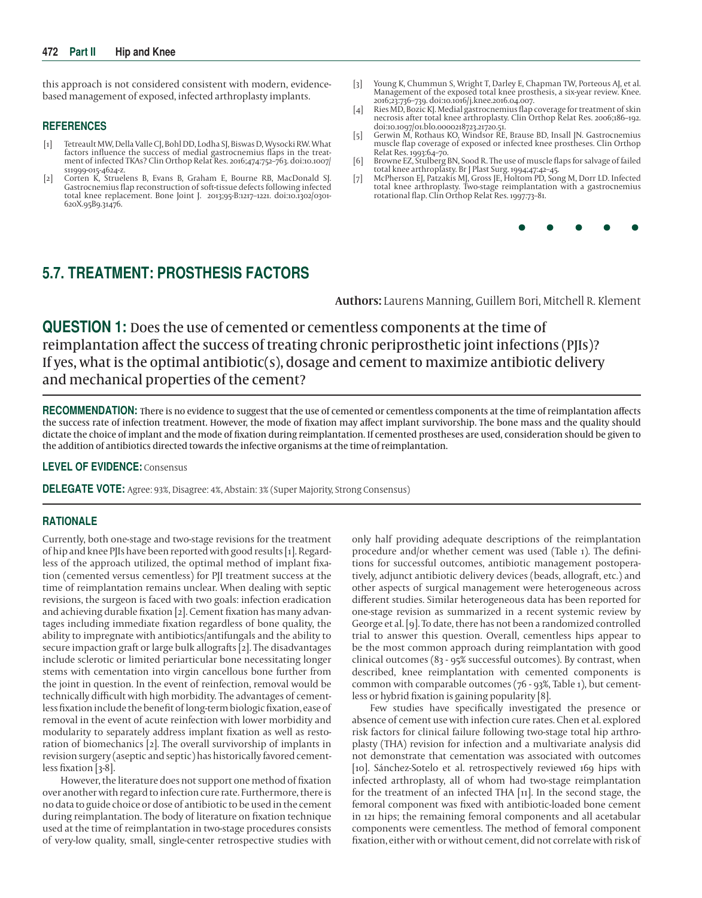this approach is not considered consistent with modern, evidence-based management of exposed, infected arthroplasty implants.

### REFERENCES

[1] Tetreault MW, Della Valle CJ, Bohl DD, Lodha SJ, Biswas D, Wysocki RW. What factors influence the success of medial gastrocnemius flaps in the treatment of infected TKAs? Clin Orthop Relat Res. 2016;474:752–763. doi:10.1007/s11999-015-4624-z.

[2] Corten K, Struelens B, Evans B, Graham E, Bourne RB, MacDonald SJ. Gastrocnemius flap reconstruction of soft-tissue defects following infected total knee replacement. Bone Joint J. 2013;95-B:1217–1221. doi:10.1302/0301-620X.95B9.31476.

[3] Young K, Chummun S, Wright T, Darley E, Chapman TW, Porteous AJ, et al. Management of the exposed total knee prosthesis, a six-year review. Knee. 2016;23:736–739. doi:10.1016/j.knee.2016.04.007.

[4] Ries MD, Bozic KJ. Medial gastrocnemius flap coverage for treatment of skin necrosis after total knee arthroplasty. Clin Orthop Relat Res. 2006;186–192. doi:10.1097/01.blo.0000218723.21720.51.

[5] Gerwin M, Rothaus KO, Windsor RE, Brause BD, Insall JN. Gastrocnemius muscle flap coverage of exposed or infected knee prostheses. Clin Orthop Relat Res. 1993:64–70.

[6] Browne EZ, Stulberg BN, Sood R. The use of muscle flaps for salvage of failed total knee arthroplasty. Br J Plast Surg. 1994;47:42–45.

[7] McPherson EJ, Patzakis MJ, Gross JE, Holtom PD, Song M, Dorr LD. Infected total knee arthroplasty. Two-stage reimplantation with a gastrocnemius rotational flap. Clin Orthop Relat Res. 1997:73–81.

• • • • •

## 5.7. TREATMENT: PROSTHESIS FACTORS

**Authors:** Laurens Manning, Guillem Bori, Mitchell R. Klement

### QUESTION 1: Does the use of cemented or cementless components at the time of reimplantation affect the success of treating chronic periprosthetic joint infections (PJIs)? If yes, what is the optimal antibiotic(s), dosage and cement to maximize antibiotic delivery and mechanical properties of the cement?

**RECOMMENDATION:** There is no evidence to suggest that the use of cemented or cementless components at the time of reimplantation affects the success rate of infection treatment. However, the mode of fixation may affect implant survivorship. The bone mass and the quality should dictate the choice of implant and the mode of fixation during reimplantation. If cemented prostheses are used, consideration should be given to the addition of antibiotics directed towards the infective organisms at the time of reimplantation.

**LEVEL OF EVIDENCE:** Consensus

**DELEGATE VOTE:** Agree: 93%, Disagree: 4%, Abstain: 3% (Super Majority, Strong Consensus)

### RATIONALE

Currently, both one-stage and two-stage revisions for the treatment of hip and knee PJIs have been reported with good results [1]. Regardless of the approach utilized, the optimal method of implant fixation (cemented versus cementless) for PJI treatment success at the time of reimplantation remains unclear. When dealing with septic revisions, the surgeon is faced with two goals: infection eradication and achieving durable fixation [2]. Cement fixation has many advantages including immediate fixation regardless of bone quality, the ability to impregnate with antibiotics/antifungals and the ability to secure impaction graft or large bulk allografts [2]. The disadvantages include sclerotic or limited periarticular bone necessitating longer stems with cementation into virgin cancellous bone further from the joint in question. In the event of reinfection, removal would be technically difficult with high morbidity. The advantages of cementless fixation include the benefit of long-term biologic fixation, ease of removal in the event of acute reinfection with lower morbidity and modularity to separately address implant fixation as well as restoration of biomechanics [2]. The overall survivorship of implants in revision surgery (aseptic and septic) has historically favored cementless fixation [3-8].

However, the literature does not support one method of fixation over another with regard to infection cure rate. Furthermore, there is no data to guide choice or dose of antibiotic to be used in the cement during reimplantation. The body of literature on fixation technique used at the time of reimplantation in two-stage procedures consists of very-low quality, small, single-center retrospective studies with only half providing adequate descriptions of the reimplantation procedure and/or whether cement was used (Table 1). The definitions for successful outcomes, antibiotic management postoperatively, adjunct antibiotic delivery devices (beads, allograft, etc.) and other aspects of surgical management were heterogeneous across different studies. Similar heterogeneous data has been reported for one-stage revision as summarized in a recent systemic review by George et al. [9]. To date, there has not been a randomized controlled trial to answer this question. Overall, cementless hips appear to be the most common approach during reimplantation with good clinical outcomes (83 - 95% successful outcomes). By contrast, when described, knee reimplantation with cemented components is common with comparable outcomes (76 - 93%, Table 1), but cementless or hybrid fixation is gaining popularity [8].

Few studies have specifically investigated the presence or absence of cement use with infection cure rates. Chen et al. explored risk factors for clinical failure following two-stage total hip arthroplasty (THA) revision for infection and a multivariate analysis did not demonstrate that cementation was associated with outcomes [10]. Sánchez-Sotelo et al. retrospectively reviewed 169 hips with infected arthroplasty, all of whom had two-stage reimplantation for the treatment of an infected THA [11]. In the second stage, the femoral component was fixed with antibiotic-loaded bone cement in 121 hips; the remaining femoral components and all acetabular components were cementless. The method of femoral component fixation, either with or without cement, did not correlate with risk of